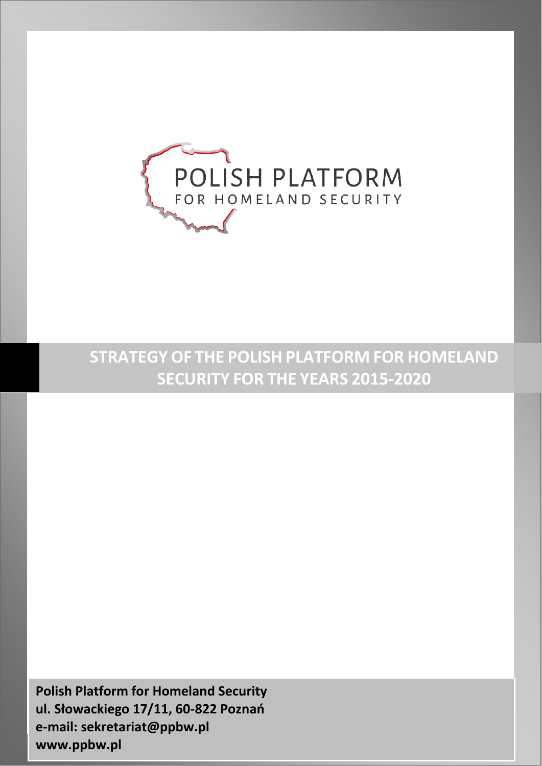POLISH PLATFORM
FOR HOMELAND SECURITY

# STRATEGY OF THE POLISH PLATFORM FOR HOMELAND SECURITY FOR THE YEARS 2015-2020

**Polish Platform for Homeland Security**
**ul. Słowackiego 17/11, 60-822 Poznań**
**e-mail: sekretariat@ppbw.pl**
**www.ppbw.pl**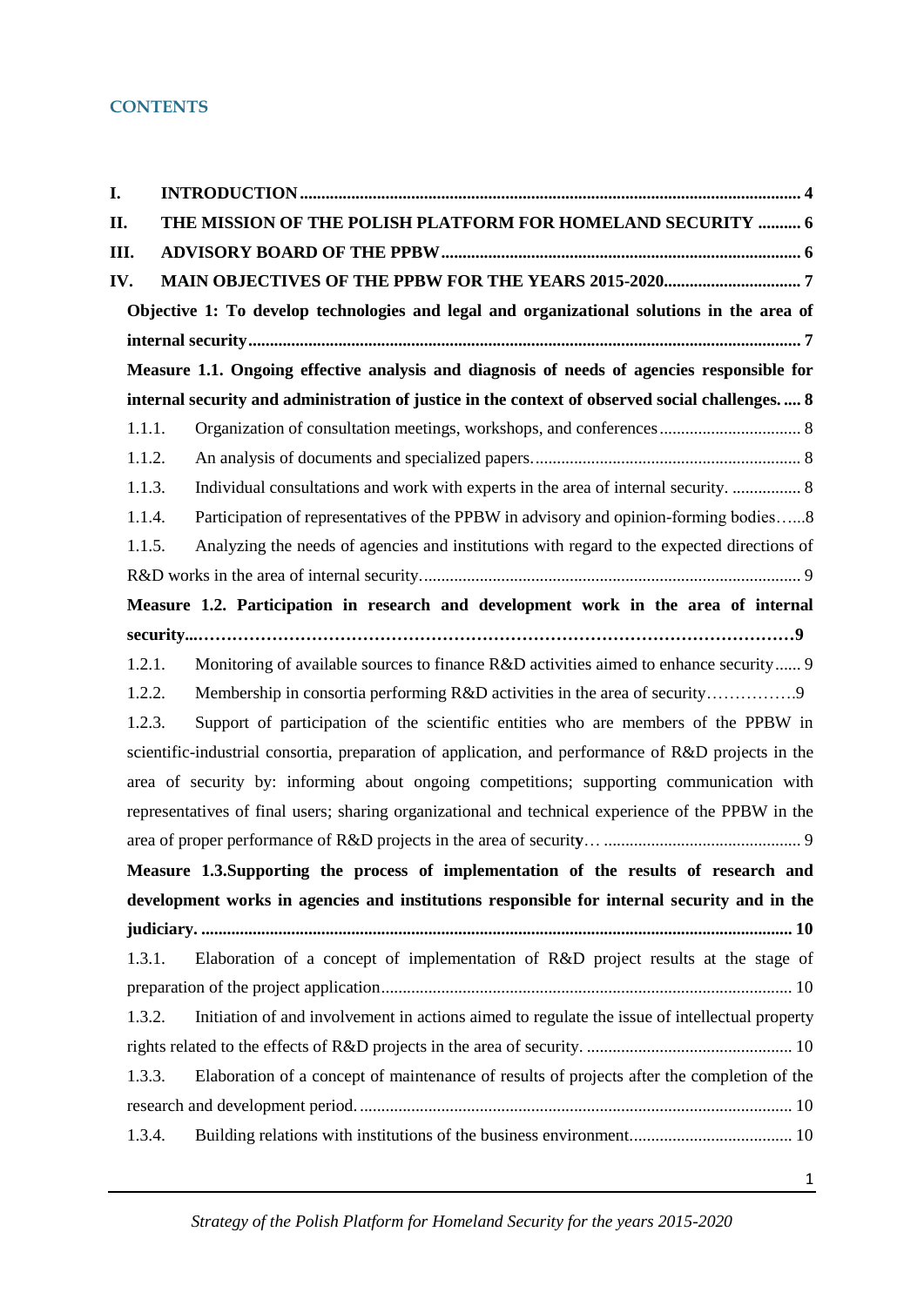## CONTENTS

**I. INTRODUCTION** .................... 4

**II. THE MISSION OF THE POLISH PLATFORM FOR HOMELAND SECURITY** .......... 6

**III. ADVISORY BOARD OF THE PPBW** .................... 6

**IV. MAIN OBJECTIVES OF THE PPBW FOR THE YEARS 2015-2020** .................... 7

**Objective 1: To develop technologies and legal and organizational solutions in the area of internal security** .................... 7

**Measure 1.1. Ongoing effective analysis and diagnosis of needs of agencies responsible for internal security and administration of justice in the context of observed social challenges.** .... 8

1.1.1. Organization of consultation meetings, workshops, and conferences .................... 8

1.1.2. An analysis of documents and specialized papers. .................... 8

1.1.3. Individual consultations and work with experts in the area of internal security. .................... 8

1.1.4. Participation of representatives of the PPBW in advisory and opinion-forming bodies…...8

1.1.5. Analyzing the needs of agencies and institutions with regard to the expected directions of R&D works in the area of internal security. .................... 9

**Measure 1.2. Participation in research and development work in the area of internal security...**……………………………………………………………………………………………**9**

1.2.1. Monitoring of available sources to finance R&D activities aimed to enhance security...... 9

1.2.2. Membership in consortia performing R&D activities in the area of security…………….9

1.2.3. Support of participation of the scientific entities who are members of the PPBW in scientific-industrial consortia, preparation of application, and performance of R&D projects in the area of security by: informing about ongoing competitions; supporting communication with representatives of final users; sharing organizational and technical experience of the PPBW in the area of proper performance of R&D projects in the area of security… .................... 9

**Measure 1.3.Supporting the process of implementation of the results of research and development works in agencies and institutions responsible for internal security and in the judiciary.** .................... **10**

1.3.1. Elaboration of a concept of implementation of R&D project results at the stage of preparation of the project application .................... 10

1.3.2. Initiation of and involvement in actions aimed to regulate the issue of intellectual property rights related to the effects of R&D projects in the area of security. .................... 10

1.3.3. Elaboration of a concept of maintenance of results of projects after the completion of the research and development period. .................... 10

1.3.4. Building relations with institutions of the business environment. .................... 10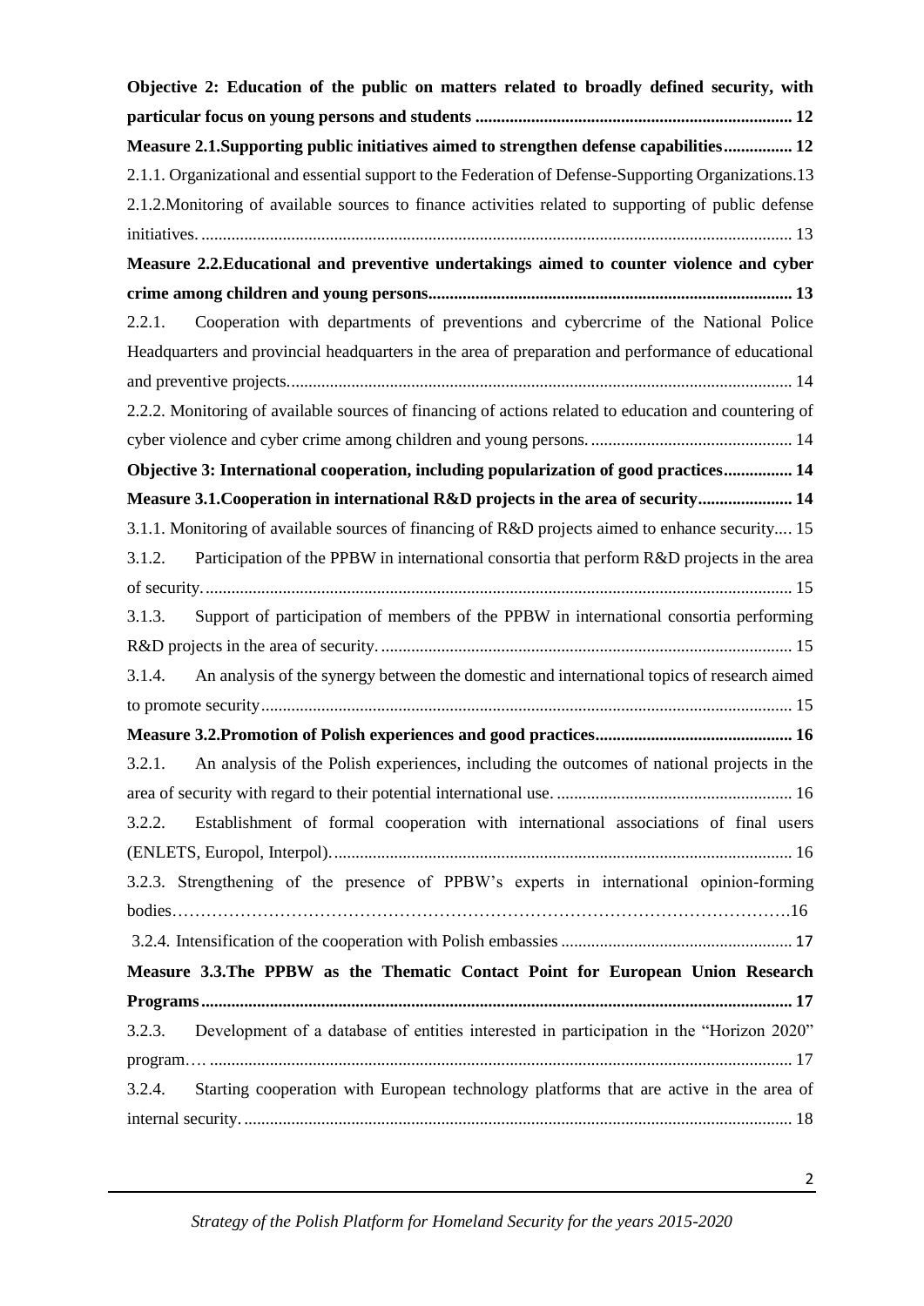**Objective 2: Education of the public on matters related to broadly defined security, with particular focus on young persons and students ........................................................................ 12**

**Measure 2.1.Supporting public initiatives aimed to strengthen defense capabilities................ 12**

2.1.1. Organizational and essential support to the Federation of Defense-Supporting Organizations.13

2.1.2.Monitoring of available sources to finance activities related to supporting of public defense initiatives. ........................................................................................................................................ 13

**Measure 2.2.Educational and preventive undertakings aimed to counter violence and cyber crime among children and young persons.................................................................................... 13**

2.2.1. Cooperation with departments of preventions and cybercrime of the National Police Headquarters and provincial headquarters in the area of preparation and performance of educational and preventive projects.................................................................................................................... 14

2.2.2. Monitoring of available sources of financing of actions related to education and countering of cyber violence and cyber crime among children and young persons. .............................................. 14

**Objective 3: International cooperation, including popularization of good practices................ 14**

**Measure 3.1.Cooperation in international R&D projects in the area of security...................... 14**

3.1.1. Monitoring of available sources of financing of R&D projects aimed to enhance security.... 15

3.1.2. Participation of the PPBW in international consortia that perform R&D projects in the area of security........................................................................................................................................ 15

3.1.3. Support of participation of members of the PPBW in international consortia performing R&D projects in the area of security. .............................................................................................. 15

3.1.4. An analysis of the synergy between the domestic and international topics of research aimed to promote security.......................................................................................................................... 15

**Measure 3.2.Promotion of Polish experiences and good practices.............................................. 16**

3.2.1. An analysis of the Polish experiences, including the outcomes of national projects in the area of security with regard to their potential international use. ....................................................... 16

3.2.2. Establishment of formal cooperation with international associations of final users (ENLETS, Europol, Interpol)......................................................................................................... 16

3.2.3. Strengthening of the presence of PPBW's experts in international opinion-forming bodies……………………………………………………………………………………………….16

3.2.4. Intensification of the cooperation with Polish embassies ..................................................... 17

**Measure 3.3.The PPBW as the Thematic Contact Point for European Union Research Programs........................................................................................................................................ 17**

3.2.3. Development of a database of entities interested in participation in the "Horizon 2020" program… ..................................................................................................................................... 17

3.2.4. Starting cooperation with European technology platforms that are active in the area of internal security. .............................................................................................................................. 18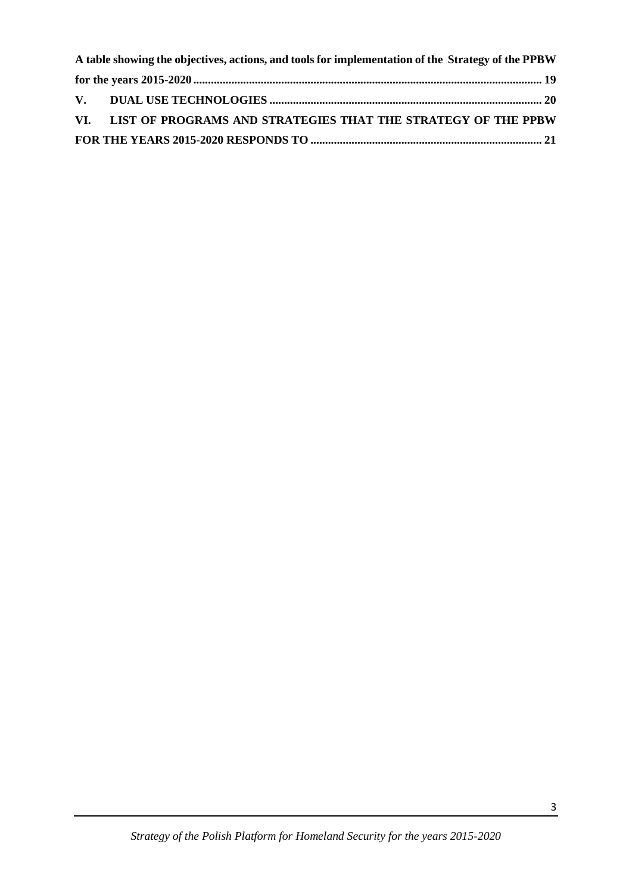**A table showing the objectives, actions, and tools for implementation of the Strategy of the PPBW for the years 2015-2020** ........................................................................................................................ 19

**V. DUAL USE TECHNOLOGIES** ............................................................................................ 20

**VI. LIST OF PROGRAMS AND STRATEGIES THAT THE STRATEGY OF THE PPBW FOR THE YEARS 2015-2020 RESPONDS TO** ............................................................................... 21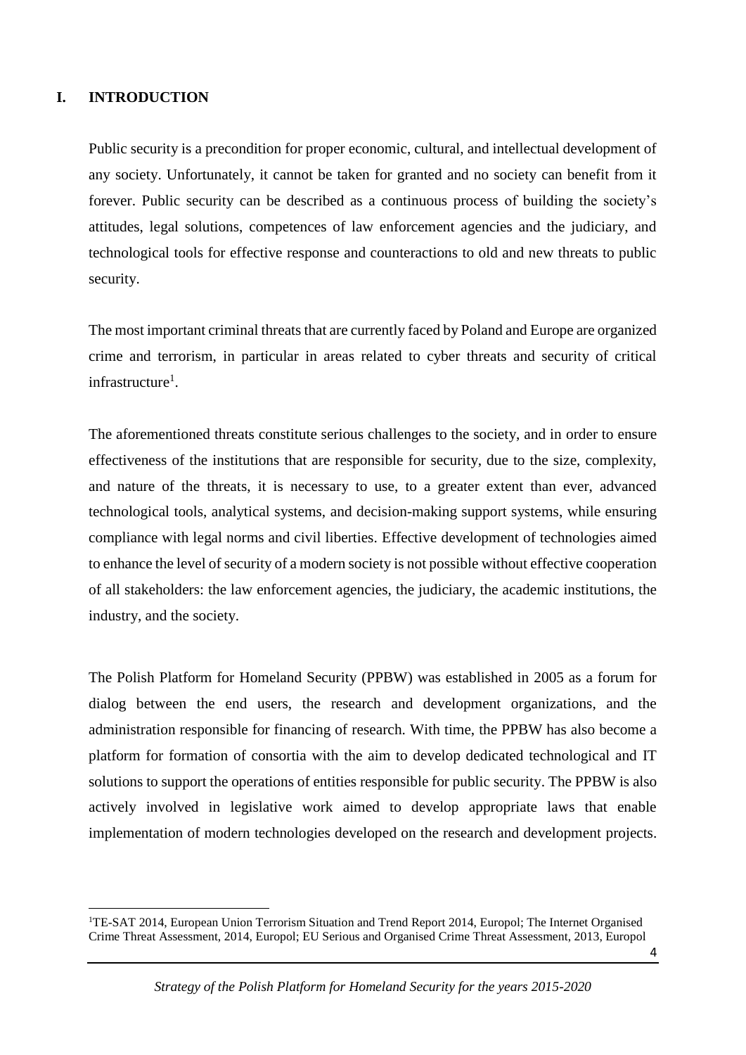# I. INTRODUCTION

Public security is a precondition for proper economic, cultural, and intellectual development of any society. Unfortunately, it cannot be taken for granted and no society can benefit from it forever. Public security can be described as a continuous process of building the society's attitudes, legal solutions, competences of law enforcement agencies and the judiciary, and technological tools for effective response and counteractions to old and new threats to public security.

The most important criminal threats that are currently faced by Poland and Europe are organized crime and terrorism, in particular in areas related to cyber threats and security of critical infrastructure[1].

The aforementioned threats constitute serious challenges to the society, and in order to ensure effectiveness of the institutions that are responsible for security, due to the size, complexity, and nature of the threats, it is necessary to use, to a greater extent than ever, advanced technological tools, analytical systems, and decision-making support systems, while ensuring compliance with legal norms and civil liberties. Effective development of technologies aimed to enhance the level of security of a modern society is not possible without effective cooperation of all stakeholders: the law enforcement agencies, the judiciary, the academic institutions, the industry, and the society.

The Polish Platform for Homeland Security (PPBW) was established in 2005 as a forum for dialog between the end users, the research and development organizations, and the administration responsible for financing of research. With time, the PPBW has also become a platform for formation of consortia with the aim to develop dedicated technological and IT solutions to support the operations of entities responsible for public security. The PPBW is also actively involved in legislative work aimed to develop appropriate laws that enable implementation of modern technologies developed on the research and development projects.

[1] TE-SAT 2014, European Union Terrorism Situation and Trend Report 2014, Europol; The Internet Organised Crime Threat Assessment, 2014, Europol; EU Serious and Organised Crime Threat Assessment, 2013, Europol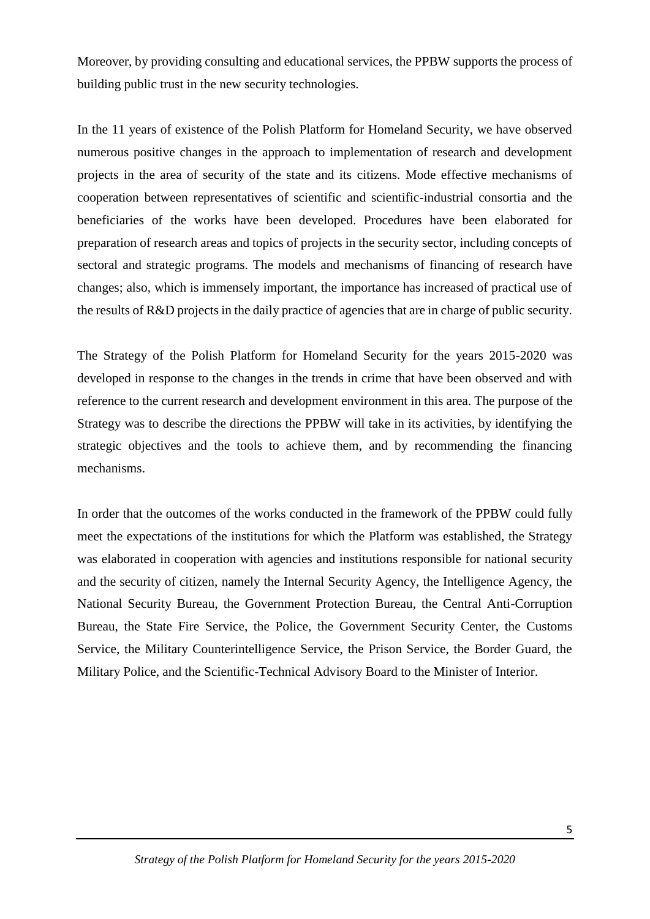Moreover, by providing consulting and educational services, the PPBW supports the process of building public trust in the new security technologies.

In the 11 years of existence of the Polish Platform for Homeland Security, we have observed numerous positive changes in the approach to implementation of research and development projects in the area of security of the state and its citizens. Mode effective mechanisms of cooperation between representatives of scientific and scientific-industrial consortia and the beneficiaries of the works have been developed. Procedures have been elaborated for preparation of research areas and topics of projects in the security sector, including concepts of sectoral and strategic programs. The models and mechanisms of financing of research have changes; also, which is immensely important, the importance has increased of practical use of the results of R&D projects in the daily practice of agencies that are in charge of public security.

The Strategy of the Polish Platform for Homeland Security for the years 2015-2020 was developed in response to the changes in the trends in crime that have been observed and with reference to the current research and development environment in this area. The purpose of the Strategy was to describe the directions the PPBW will take in its activities, by identifying the strategic objectives and the tools to achieve them, and by recommending the financing mechanisms.

In order that the outcomes of the works conducted in the framework of the PPBW could fully meet the expectations of the institutions for which the Platform was established, the Strategy was elaborated in cooperation with agencies and institutions responsible for national security and the security of citizen, namely the Internal Security Agency, the Intelligence Agency, the National Security Bureau, the Government Protection Bureau, the Central Anti-Corruption Bureau, the State Fire Service, the Police, the Government Security Center, the Customs Service, the Military Counterintelligence Service, the Prison Service, the Border Guard, the Military Police, and the Scientific-Technical Advisory Board to the Minister of Interior.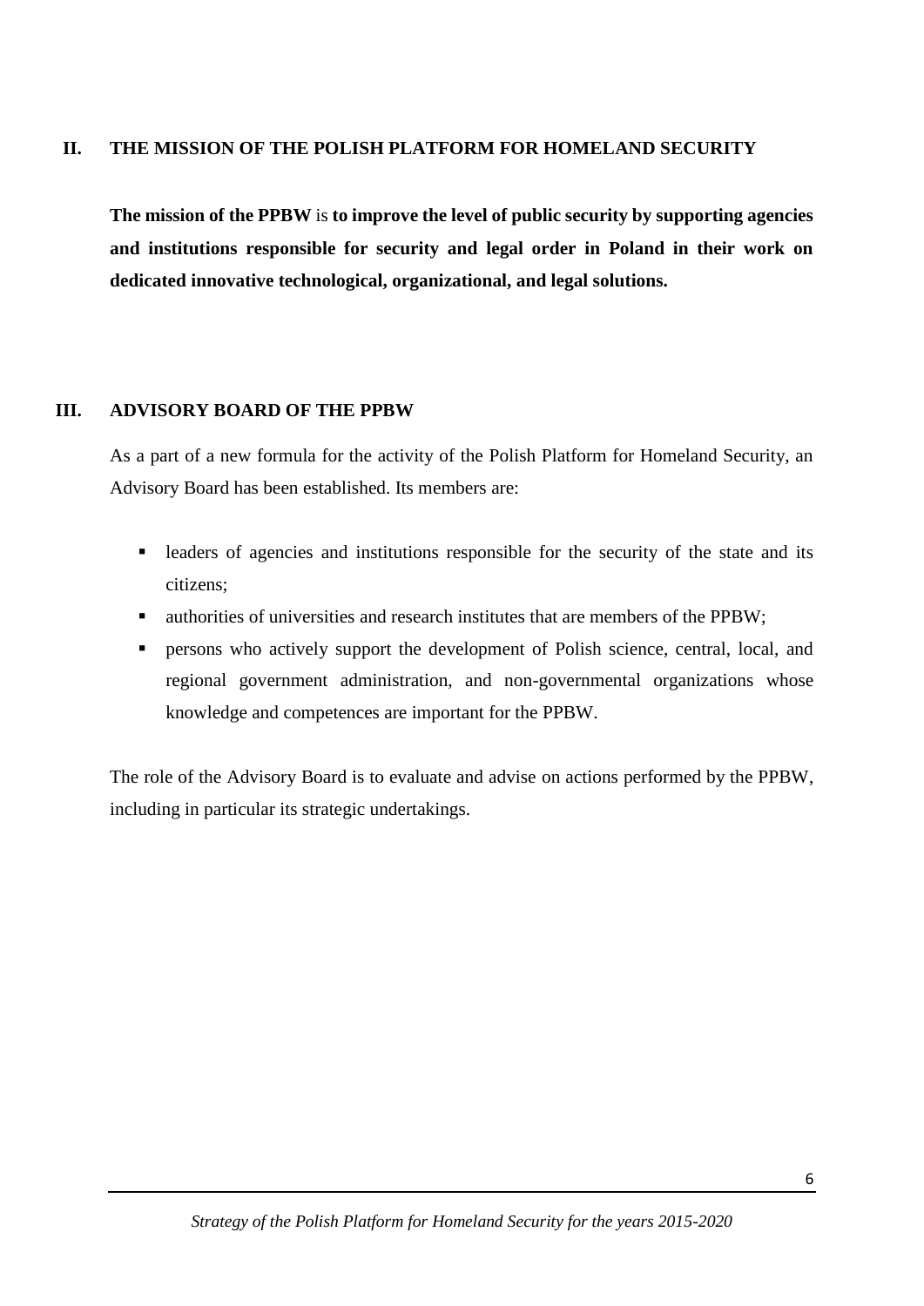## II. THE MISSION OF THE POLISH PLATFORM FOR HOMELAND SECURITY

**The mission of the PPBW** is **to improve the level of public security by supporting agencies and institutions responsible for security and legal order in Poland in their work on dedicated innovative technological, organizational, and legal solutions.**

## III. ADVISORY BOARD OF THE PPBW

As a part of a new formula for the activity of the Polish Platform for Homeland Security, an Advisory Board has been established. Its members are:

- leaders of agencies and institutions responsible for the security of the state and its citizens;
- authorities of universities and research institutes that are members of the PPBW;
- persons who actively support the development of Polish science, central, local, and regional government administration, and non-governmental organizations whose knowledge and competences are important for the PPBW.

The role of the Advisory Board is to evaluate and advise on actions performed by the PPBW, including in particular its strategic undertakings.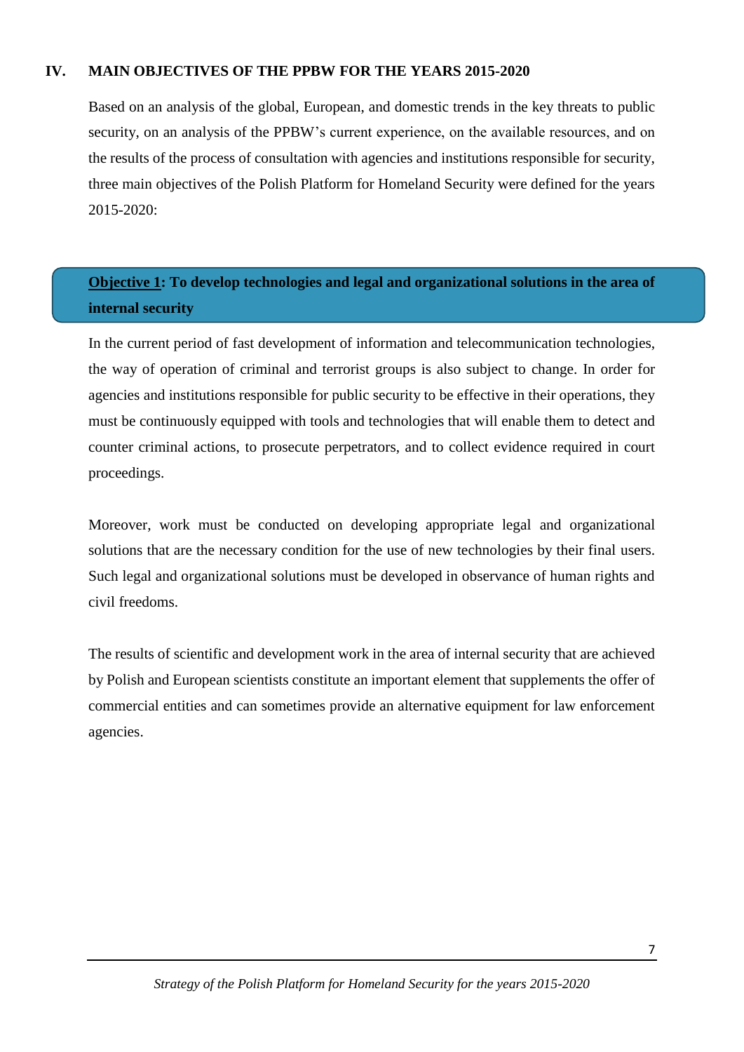## IV. MAIN OBJECTIVES OF THE PPBW FOR THE YEARS 2015-2020

Based on an analysis of the global, European, and domestic trends in the key threats to public security, on an analysis of the PPBW's current experience, on the available resources, and on the results of the process of consultation with agencies and institutions responsible for security, three main objectives of the Polish Platform for Homeland Security were defined for the years 2015-2020:

**Objective 1: To develop technologies and legal and organizational solutions in the area of internal security**

In the current period of fast development of information and telecommunication technologies, the way of operation of criminal and terrorist groups is also subject to change. In order for agencies and institutions responsible for public security to be effective in their operations, they must be continuously equipped with tools and technologies that will enable them to detect and counter criminal actions, to prosecute perpetrators, and to collect evidence required in court proceedings.

Moreover, work must be conducted on developing appropriate legal and organizational solutions that are the necessary condition for the use of new technologies by their final users. Such legal and organizational solutions must be developed in observance of human rights and civil freedoms.

The results of scientific and development work in the area of internal security that are achieved by Polish and European scientists constitute an important element that supplements the offer of commercial entities and can sometimes provide an alternative equipment for law enforcement agencies.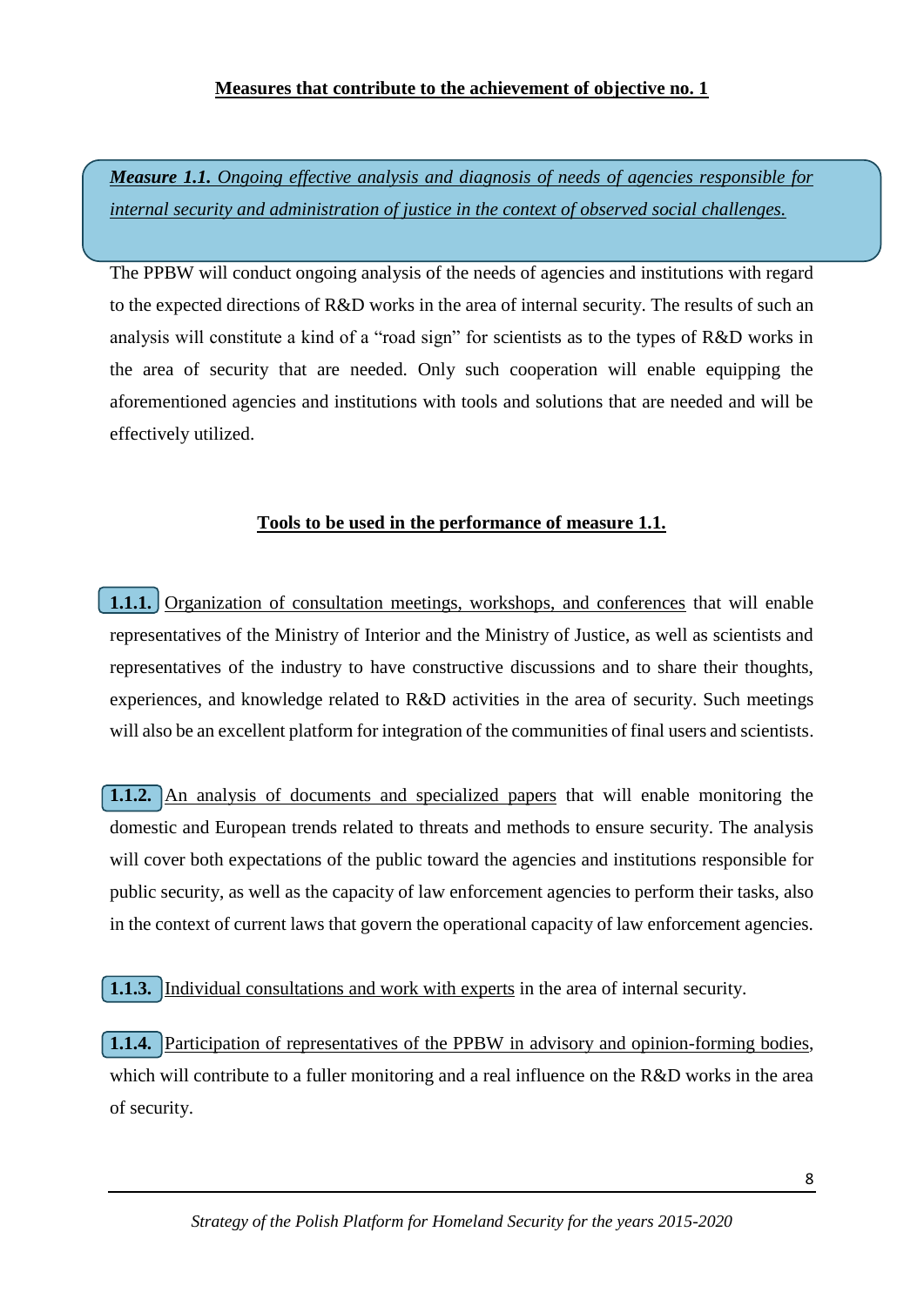## Measures that contribute to the achievement of objective no. 1

***Measure 1.1.*** *Ongoing effective analysis and diagnosis of needs of agencies responsible for internal security and administration of justice in the context of observed social challenges.*

The PPBW will conduct ongoing analysis of the needs of agencies and institutions with regard to the expected directions of R&D works in the area of internal security. The results of such an analysis will constitute a kind of a "road sign" for scientists as to the types of R&D works in the area of security that are needed. Only such cooperation will enable equipping the aforementioned agencies and institutions with tools and solutions that are needed and will be effectively utilized.

### Tools to be used in the performance of measure 1.1.

**1.1.1.** Organization of consultation meetings, workshops, and conferences that will enable representatives of the Ministry of Interior and the Ministry of Justice, as well as scientists and representatives of the industry to have constructive discussions and to share their thoughts, experiences, and knowledge related to R&D activities in the area of security. Such meetings will also be an excellent platform for integration of the communities of final users and scientists.

**1.1.2.** An analysis of documents and specialized papers that will enable monitoring the domestic and European trends related to threats and methods to ensure security. The analysis will cover both expectations of the public toward the agencies and institutions responsible for public security, as well as the capacity of law enforcement agencies to perform their tasks, also in the context of current laws that govern the operational capacity of law enforcement agencies.

**1.1.3.** Individual consultations and work with experts in the area of internal security.

**1.1.4.** Participation of representatives of the PPBW in advisory and opinion-forming bodies, which will contribute to a fuller monitoring and a real influence on the R&D works in the area of security.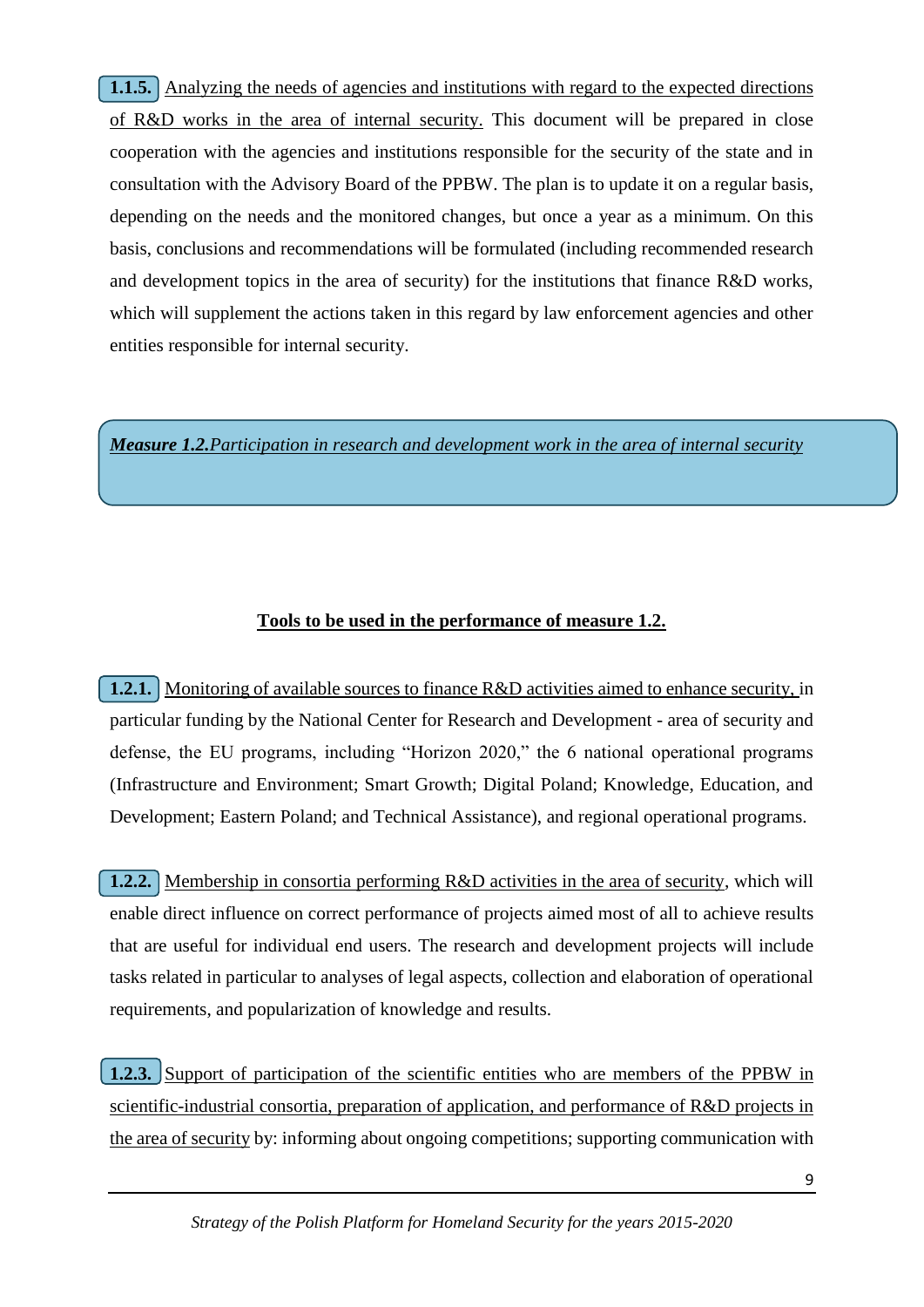**1.1.5.** Analyzing the needs of agencies and institutions with regard to the expected directions of R&D works in the area of internal security. This document will be prepared in close cooperation with the agencies and institutions responsible for the security of the state and in consultation with the Advisory Board of the PPBW. The plan is to update it on a regular basis, depending on the needs and the monitored changes, but once a year as a minimum. On this basis, conclusions and recommendations will be formulated (including recommended research and development topics in the area of security) for the institutions that finance R&D works, which will supplement the actions taken in this regard by law enforcement agencies and other entities responsible for internal security.

***Measure 1.2.*** *Participation in research and development work in the area of internal security*

**Tools to be used in the performance of measure 1.2.**

**1.2.1.** Monitoring of available sources to finance R&D activities aimed to enhance security, in particular funding by the National Center for Research and Development - area of security and defense, the EU programs, including "Horizon 2020," the 6 national operational programs (Infrastructure and Environment; Smart Growth; Digital Poland; Knowledge, Education, and Development; Eastern Poland; and Technical Assistance), and regional operational programs.

**1.2.2.** Membership in consortia performing R&D activities in the area of security, which will enable direct influence on correct performance of projects aimed most of all to achieve results that are useful for individual end users. The research and development projects will include tasks related in particular to analyses of legal aspects, collection and elaboration of operational requirements, and popularization of knowledge and results.

**1.2.3.** Support of participation of the scientific entities who are members of the PPBW in scientific-industrial consortia, preparation of application, and performance of R&D projects in the area of security by: informing about ongoing competitions; supporting communication with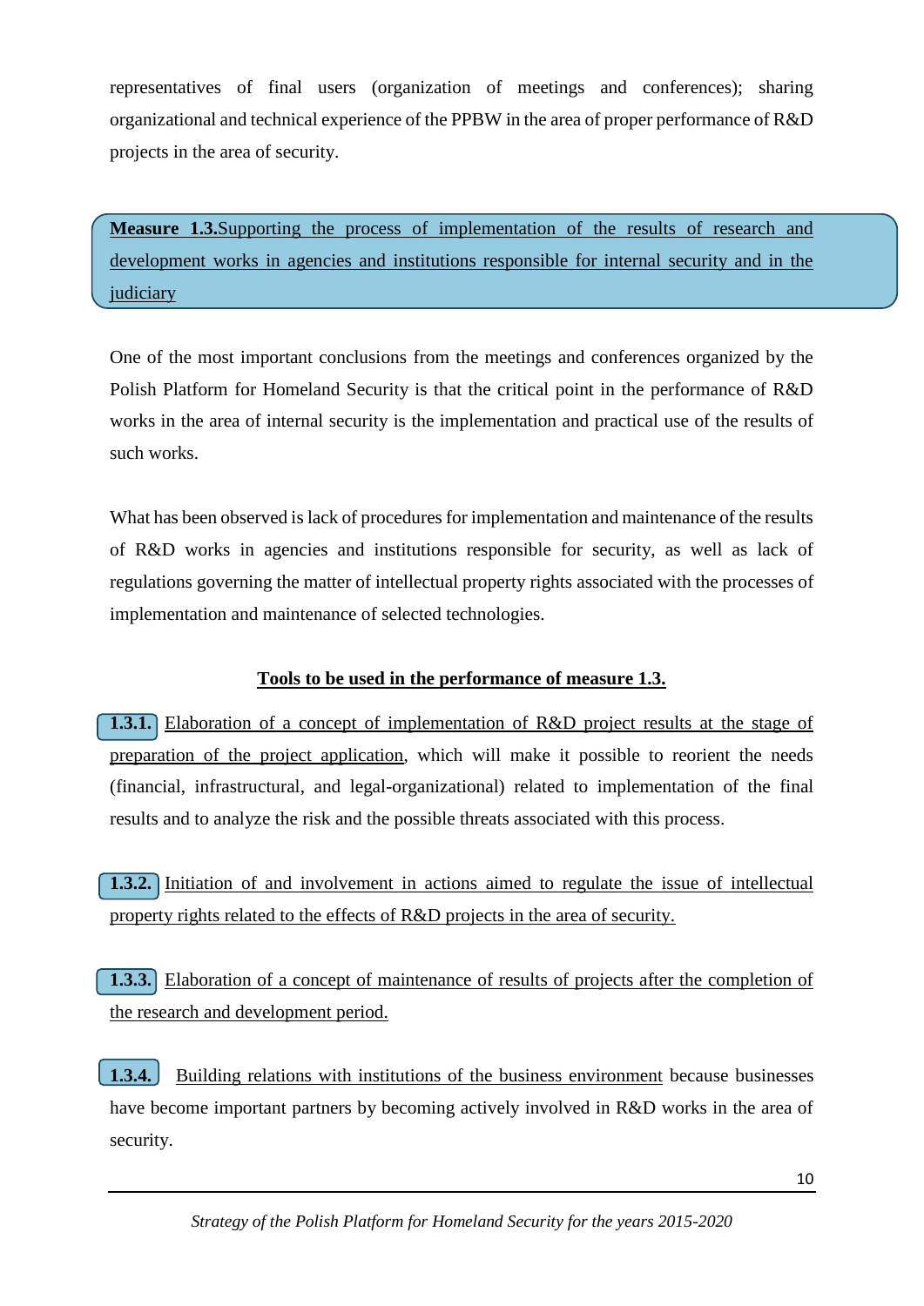representatives of final users (organization of meetings and conferences); sharing organizational and technical experience of the PPBW in the area of proper performance of R&D projects in the area of security.

**Measure 1.3.** Supporting the process of implementation of the results of research and development works in agencies and institutions responsible for internal security and in the judiciary

One of the most important conclusions from the meetings and conferences organized by the Polish Platform for Homeland Security is that the critical point in the performance of R&D works in the area of internal security is the implementation and practical use of the results of such works.

What has been observed is lack of procedures for implementation and maintenance of the results of R&D works in agencies and institutions responsible for security, as well as lack of regulations governing the matter of intellectual property rights associated with the processes of implementation and maintenance of selected technologies.

**Tools to be used in the performance of measure 1.3.**

**1.3.1.** Elaboration of a concept of implementation of R&D project results at the stage of preparation of the project application, which will make it possible to reorient the needs (financial, infrastructural, and legal-organizational) related to implementation of the final results and to analyze the risk and the possible threats associated with this process.

**1.3.2.** Initiation of and involvement in actions aimed to regulate the issue of intellectual property rights related to the effects of R&D projects in the area of security.

**1.3.3.** Elaboration of a concept of maintenance of results of projects after the completion of the research and development period.

**1.3.4.** Building relations with institutions of the business environment because businesses have become important partners by becoming actively involved in R&D works in the area of security.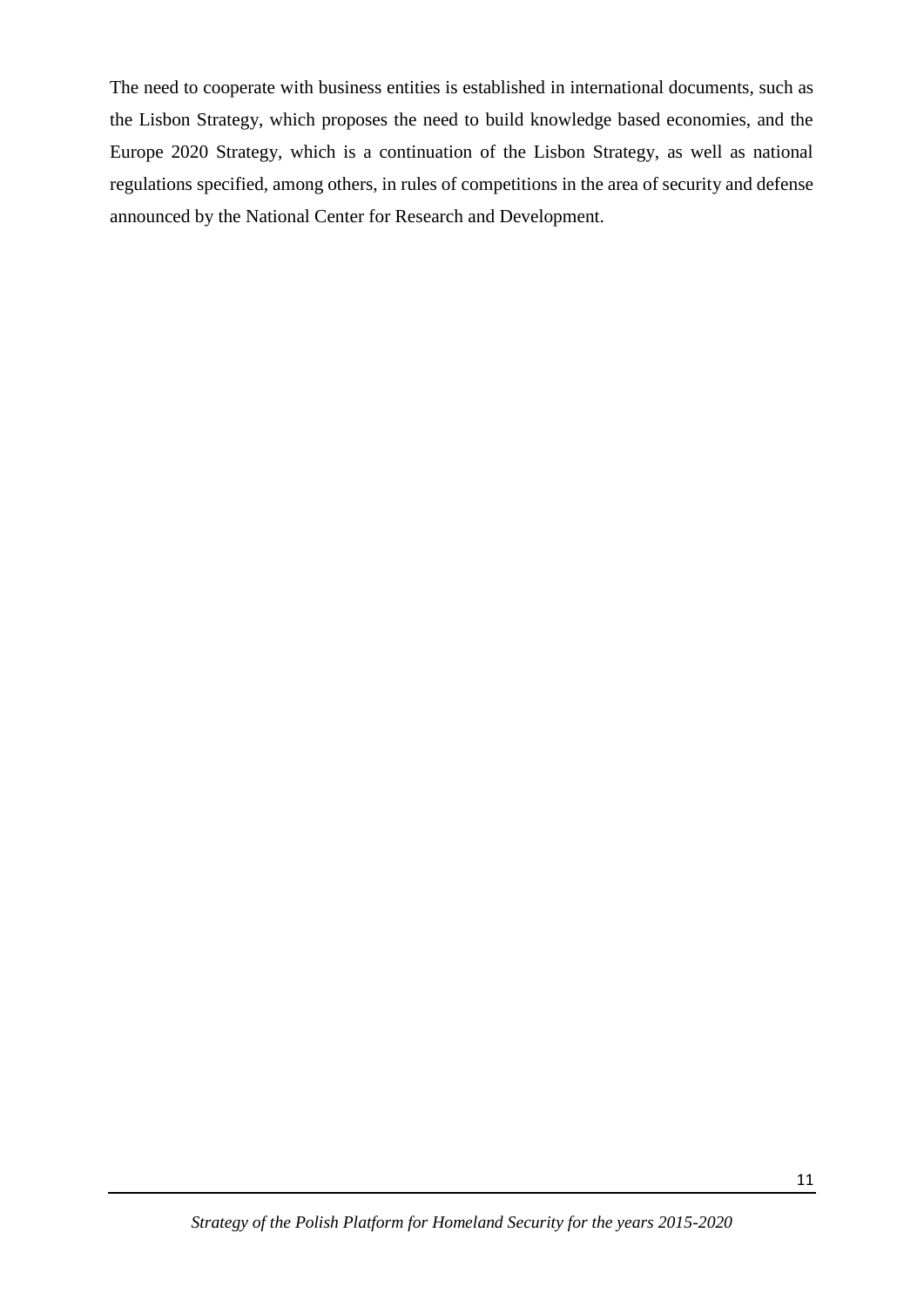The need to cooperate with business entities is established in international documents, such as the Lisbon Strategy, which proposes the need to build knowledge based economies, and the Europe 2020 Strategy, which is a continuation of the Lisbon Strategy, as well as national regulations specified, among others, in rules of competitions in the area of security and defense announced by the National Center for Research and Development.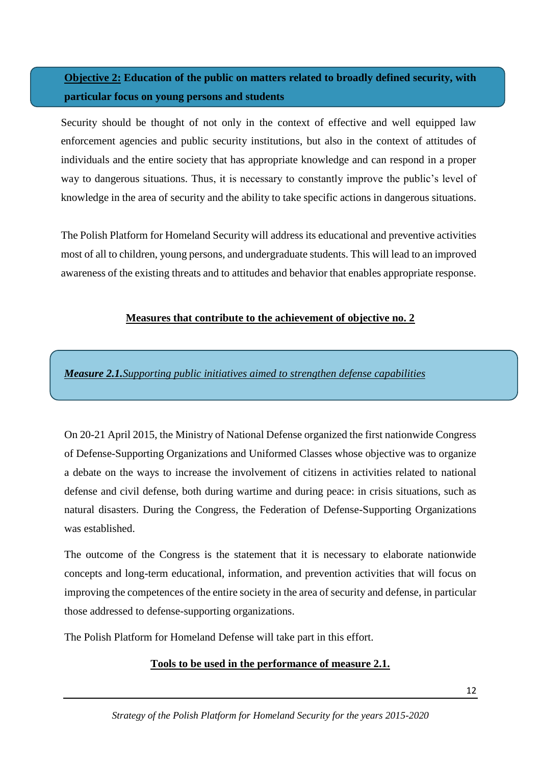**<u>Objective 2:</u> Education of the public on matters related to broadly defined security, with particular focus on young persons and students**

Security should be thought of not only in the context of effective and well equipped law enforcement agencies and public security institutions, but also in the context of attitudes of individuals and the entire society that has appropriate knowledge and can respond in a proper way to dangerous situations. Thus, it is necessary to constantly improve the public's level of knowledge in the area of security and the ability to take specific actions in dangerous situations.

The Polish Platform for Homeland Security will address its educational and preventive activities most of all to children, young persons, and undergraduate students. This will lead to an improved awareness of the existing threats and to attitudes and behavior that enables appropriate response.

**<u>Measures that contribute to the achievement of objective no. 2</u>**

***<u>Measure 2.1.</u>*** *<u>Supporting public initiatives aimed to strengthen defense capabilities</u>*

On 20-21 April 2015, the Ministry of National Defense organized the first nationwide Congress of Defense-Supporting Organizations and Uniformed Classes whose objective was to organize a debate on the ways to increase the involvement of citizens in activities related to national defense and civil defense, both during wartime and during peace: in crisis situations, such as natural disasters. During the Congress, the Federation of Defense-Supporting Organizations was established.

The outcome of the Congress is the statement that it is necessary to elaborate nationwide concepts and long-term educational, information, and prevention activities that will focus on improving the competences of the entire society in the area of security and defense, in particular those addressed to defense-supporting organizations.

The Polish Platform for Homeland Defense will take part in this effort.

**<u>Tools to be used in the performance of measure 2.1.</u>**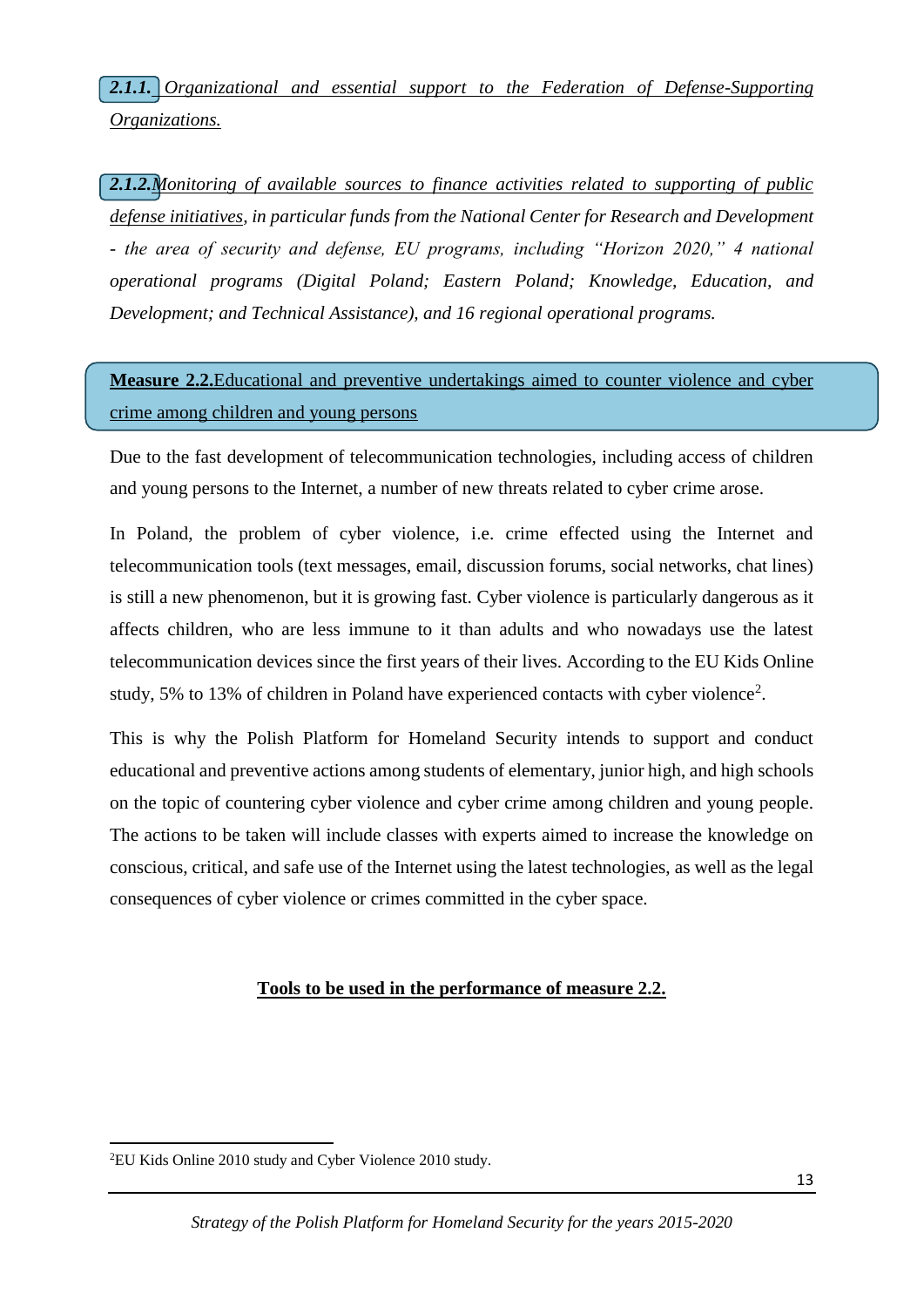**_2.1.1._** _Organizational and essential support to the Federation of Defense-Supporting Organizations._

**_2.1.2._**_Monitoring of available sources to finance activities related to supporting of public defense initiatives_, _in particular funds from the National Center for Research and Development - the area of security and defense, EU programs, including "Horizon 2020," 4 national operational programs (Digital Poland; Eastern Poland; Knowledge, Education, and Development; and Technical Assistance), and 16 regional operational programs._

### **Measure 2.2.**Educational and preventive undertakings aimed to counter violence and cyber crime among children and young persons

Due to the fast development of telecommunication technologies, including access of children and young persons to the Internet, a number of new threats related to cyber crime arose.

In Poland, the problem of cyber violence, i.e. crime effected using the Internet and telecommunication tools (text messages, email, discussion forums, social networks, chat lines) is still a new phenomenon, but it is growing fast. Cyber violence is particularly dangerous as it affects children, who are less immune to it than adults and who nowadays use the latest telecommunication devices since the first years of their lives. According to the EU Kids Online study, 5% to 13% of children in Poland have experienced contacts with cyber violence[2].

This is why the Polish Platform for Homeland Security intends to support and conduct educational and preventive actions among students of elementary, junior high, and high schools on the topic of countering cyber violence and cyber crime among children and young people. The actions to be taken will include classes with experts aimed to increase the knowledge on conscious, critical, and safe use of the Internet using the latest technologies, as well as the legal consequences of cyber violence or crimes committed in the cyber space.

**Tools to be used in the performance of measure 2.2.**

[2]EU Kids Online 2010 study and Cyber Violence 2010 study.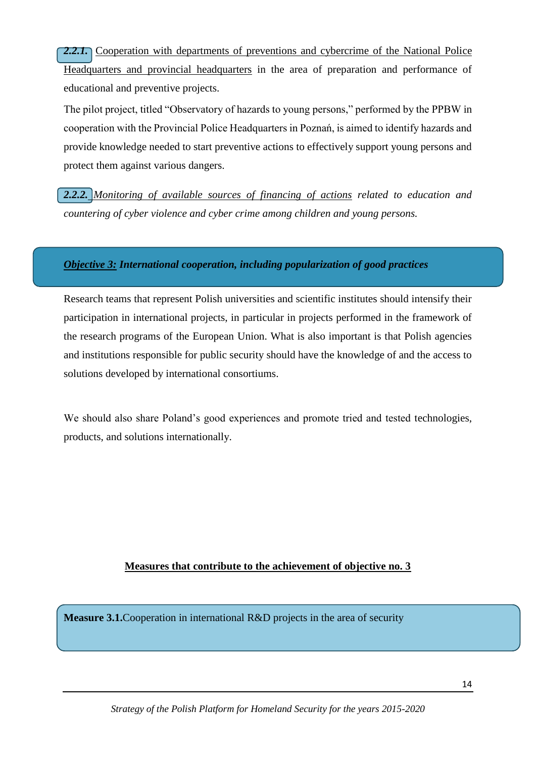***2.2.1.*** Cooperation with departments of preventions and cybercrime of the National Police Headquarters and provincial headquarters in the area of preparation and performance of educational and preventive projects.

The pilot project, titled "Observatory of hazards to young persons," performed by the PPBW in cooperation with the Provincial Police Headquarters in Poznań, is aimed to identify hazards and provide knowledge needed to start preventive actions to effectively support young persons and protect them against various dangers.

***2.2.2.*** *Monitoring of available sources of financing of actions related to education and countering of cyber violence and cyber crime among children and young persons.*

***Objective 3:* *International cooperation, including popularization of good practices***

Research teams that represent Polish universities and scientific institutes should intensify their participation in international projects, in particular in projects performed in the framework of the research programs of the European Union. What is also important is that Polish agencies and institutions responsible for public security should have the knowledge of and the access to solutions developed by international consortiums.

We should also share Poland's good experiences and promote tried and tested technologies, products, and solutions internationally.

**Measures that contribute to the achievement of objective no. 3**

**Measure 3.1.** Cooperation in international R&D projects in the area of security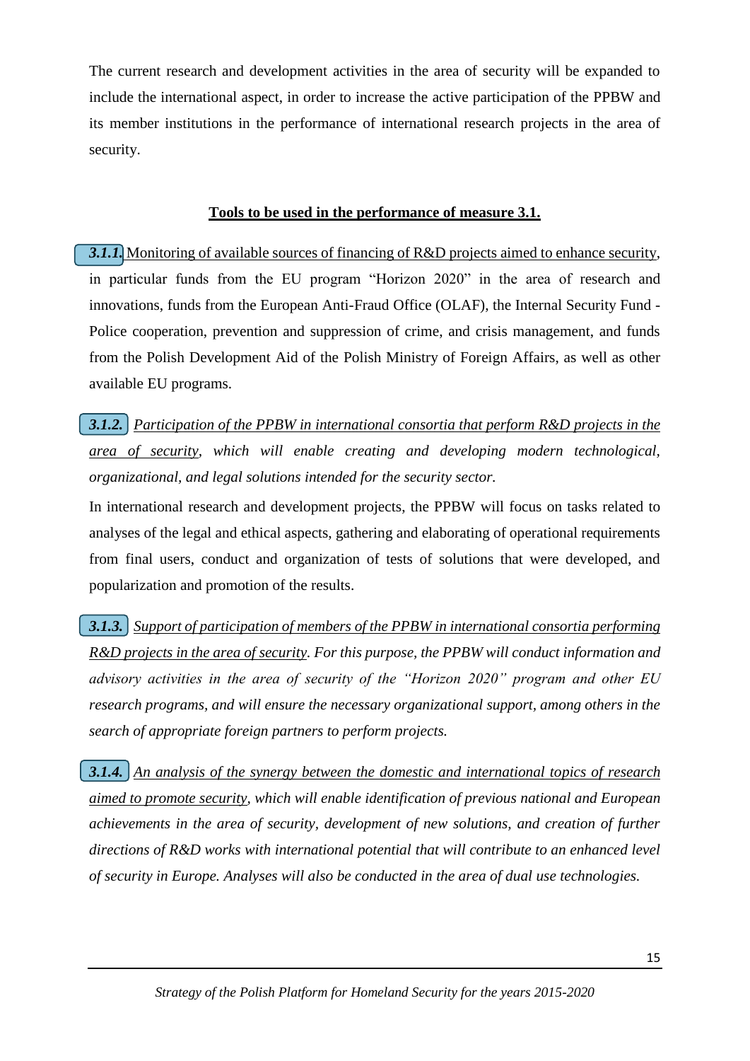The current research and development activities in the area of security will be expanded to include the international aspect, in order to increase the active participation of the PPBW and its member institutions in the performance of international research projects in the area of security.

**Tools to be used in the performance of measure 3.1.**

***3.1.1.*** Monitoring of available sources of financing of R&D projects aimed to enhance security, in particular funds from the EU program "Horizon 2020" in the area of research and innovations, funds from the European Anti-Fraud Office (OLAF), the Internal Security Fund - Police cooperation, prevention and suppression of crime, and crisis management, and funds from the Polish Development Aid of the Polish Ministry of Foreign Affairs, as well as other available EU programs.

***3.1.2.*** *Participation of the PPBW in international consortia that perform R&D projects in the area of security, which will enable creating and developing modern technological, organizational, and legal solutions intended for the security sector.*

In international research and development projects, the PPBW will focus on tasks related to analyses of the legal and ethical aspects, gathering and elaborating of operational requirements from final users, conduct and organization of tests of solutions that were developed, and popularization and promotion of the results.

***3.1.3.*** *Support of participation of members of the PPBW in international consortia performing R&D projects in the area of security. For this purpose, the PPBW will conduct information and advisory activities in the area of security of the "Horizon 2020" program and other EU research programs, and will ensure the necessary organizational support, among others in the search of appropriate foreign partners to perform projects.*

***3.1.4.*** *An analysis of the synergy between the domestic and international topics of research aimed to promote security, which will enable identification of previous national and European achievements in the area of security, development of new solutions, and creation of further directions of R&D works with international potential that will contribute to an enhanced level of security in Europe. Analyses will also be conducted in the area of dual use technologies.*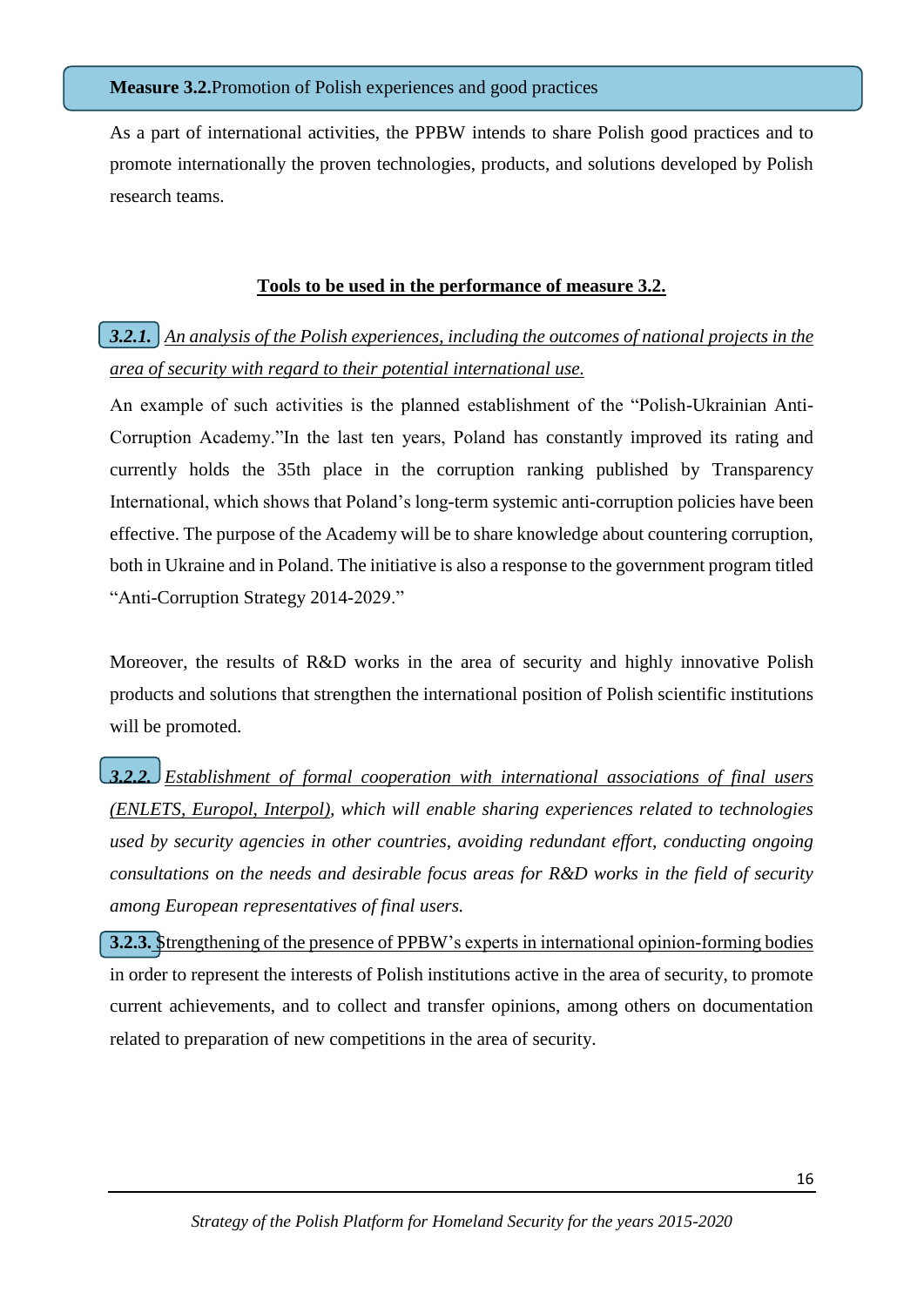## **Measure 3.2.** Promotion of Polish experiences and good practices

As a part of international activities, the PPBW intends to share Polish good practices and to promote internationally the proven technologies, products, and solutions developed by Polish research teams.

**Tools to be used in the performance of measure 3.2.**

***3.2.1.*** *An analysis of the Polish experiences, including the outcomes of national projects in the area of security with regard to their potential international use.*

An example of such activities is the planned establishment of the "Polish-Ukrainian Anti-Corruption Academy."In the last ten years, Poland has constantly improved its rating and currently holds the 35th place in the corruption ranking published by Transparency International, which shows that Poland's long-term systemic anti-corruption policies have been effective. The purpose of the Academy will be to share knowledge about countering corruption, both in Ukraine and in Poland. The initiative is also a response to the government program titled "Anti-Corruption Strategy 2014-2029."

Moreover, the results of R&D works in the area of security and highly innovative Polish products and solutions that strengthen the international position of Polish scientific institutions will be promoted.

***3.2.2.*** *Establishment of formal cooperation with international associations of final users (ENLETS, Europol, Interpol), which will enable sharing experiences related to technologies used by security agencies in other countries, avoiding redundant effort, conducting ongoing consultations on the needs and desirable focus areas for R&D works in the field of security among European representatives of final users.*

**3.2.3.** Strengthening of the presence of PPBW's experts in international opinion-forming bodies in order to represent the interests of Polish institutions active in the area of security, to promote current achievements, and to collect and transfer opinions, among others on documentation related to preparation of new competitions in the area of security.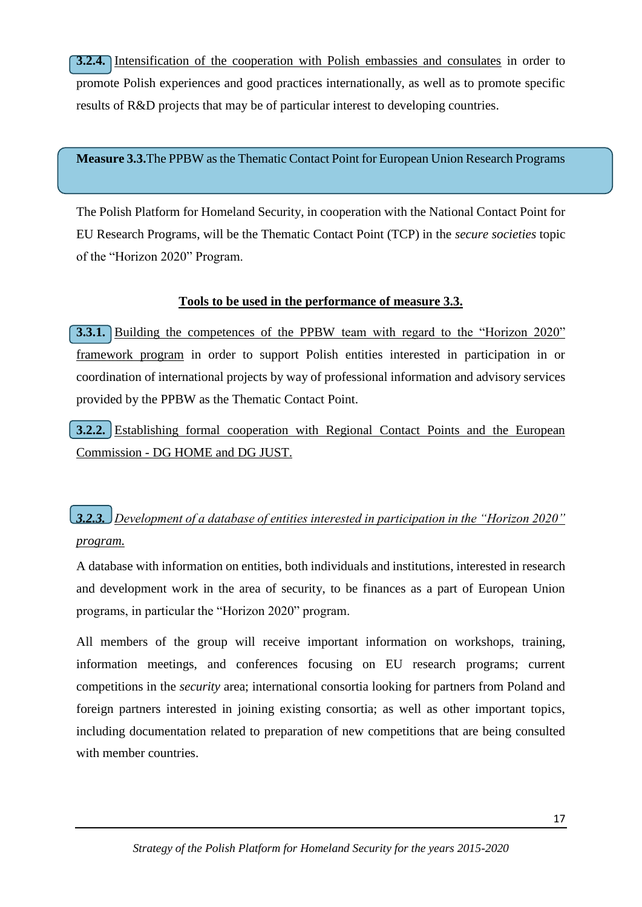**3.2.4.** <u>Intensification of the cooperation with Polish embassies and consulates</u> in order to promote Polish experiences and good practices internationally, as well as to promote specific results of R&D projects that may be of particular interest to developing countries.

**Measure 3.3.** The PPBW as the Thematic Contact Point for European Union Research Programs

The Polish Platform for Homeland Security, in cooperation with the National Contact Point for EU Research Programs, will be the Thematic Contact Point (TCP) in the *secure societies* topic of the "Horizon 2020" Program.

**<u>Tools to be used in the performance of measure 3.3.</u>**

**3.3.1.** <u>Building the competences of the PPBW team with regard to the "Horizon 2020" framework program</u> in order to support Polish entities interested in participation in or coordination of international projects by way of professional information and advisory services provided by the PPBW as the Thematic Contact Point.

**3.2.2.** <u>Establishing formal cooperation with Regional Contact Points and the European Commission - DG HOME and DG JUST.</u>

***<u>3.2.3.</u>*** *<u>Development of a database of entities interested in participation in the "Horizon 2020" program.</u>*

A database with information on entities, both individuals and institutions, interested in research and development work in the area of security, to be finances as a part of European Union programs, in particular the "Horizon 2020" program.

All members of the group will receive important information on workshops, training, information meetings, and conferences focusing on EU research programs; current competitions in the *security* area; international consortia looking for partners from Poland and foreign partners interested in joining existing consortia; as well as other important topics, including documentation related to preparation of new competitions that are being consulted with member countries.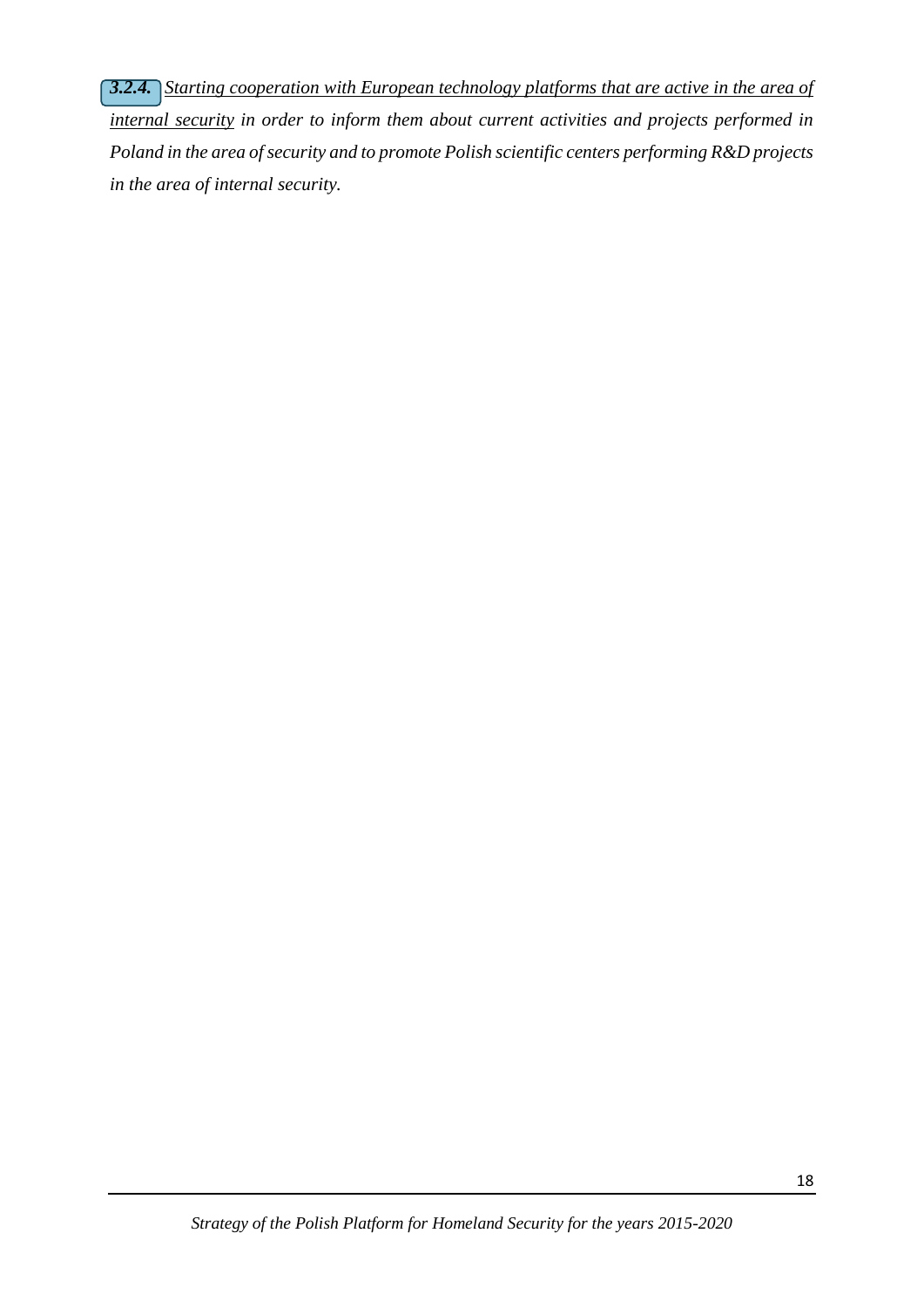***3.2.4.*** *<u>Starting cooperation with European technology platforms that are active in the area of internal security</u> in order to inform them about current activities and projects performed in Poland in the area of security and to promote Polish scientific centers performing R&D projects in the area of internal security.*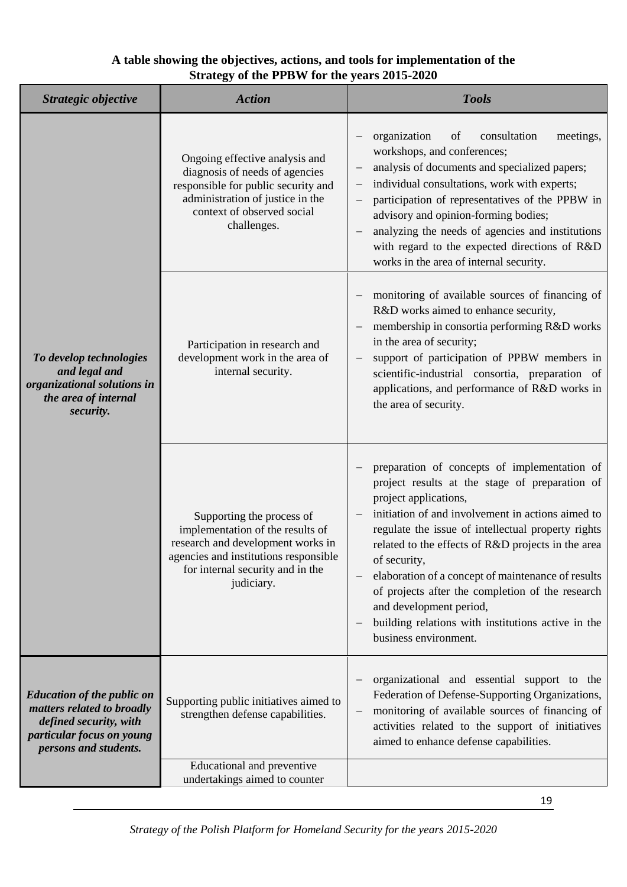**A table showing the objectives, actions, and tools for implementation of the Strategy of the PPBW for the years 2015-2020**

| *Strategic objective* | *Action* | *Tools* |
|---|---|---|
| ***To develop technologies and legal and organizational solutions in the area of internal security.*** | Ongoing effective analysis and diagnosis of needs of agencies responsible for public security and administration of justice in the context of observed social challenges. | – organization of consultation meetings, workshops, and conferences;<br>– analysis of documents and specialized papers;<br>– individual consultations, work with experts;<br>– participation of representatives of the PPBW in advisory and opinion-forming bodies;<br>– analyzing the needs of agencies and institutions with regard to the expected directions of R&D works in the area of internal security. |
| | Participation in research and development work in the area of internal security. | – monitoring of available sources of financing of R&D works aimed to enhance security,<br>– membership in consortia performing R&D works in the area of security;<br>– support of participation of PPBW members in scientific-industrial consortia, preparation of applications, and performance of R&D works in the area of security. |
| | Supporting the process of implementation of the results of research and development works in agencies and institutions responsible for internal security and in the judiciary. | – preparation of concepts of implementation of project results at the stage of preparation of project applications,<br>– initiation of and involvement in actions aimed to regulate the issue of intellectual property rights related to the effects of R&D projects in the area of security,<br>– elaboration of a concept of maintenance of results of projects after the completion of the research and development period,<br>– building relations with institutions active in the business environment. |
| ***Education of the public on matters related to broadly defined security, with particular focus on young persons and students.*** | Supporting public initiatives aimed to strengthen defense capabilities. | – organizational and essential support to the Federation of Defense-Supporting Organizations,<br>– monitoring of available sources of financing of activities related to the support of initiatives aimed to enhance defense capabilities. |
| | Educational and preventive undertakings aimed to counter | |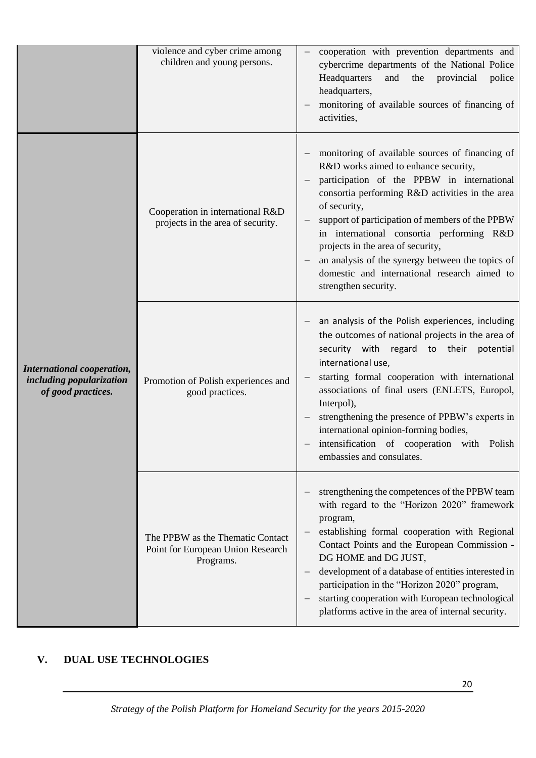|  |  |  |
|---|---|---|
|  | violence and cyber crime among children and young persons. | – cooperation with prevention departments and cybercrime departments of the National Police Headquarters and the provincial police headquarters,<br>– monitoring of available sources of financing of activities, |
| ***International cooperation, including popularization of good practices.*** | Cooperation in international R&D projects in the area of security. | – monitoring of available sources of financing of R&D works aimed to enhance security,<br>– participation of the PPBW in international consortia performing R&D activities in the area of security,<br>– support of participation of members of the PPBW in international consortia performing R&D projects in the area of security,<br>– an analysis of the synergy between the topics of domestic and international research aimed to strengthen security. |
|  | Promotion of Polish experiences and good practices. | – an analysis of the Polish experiences, including the outcomes of national projects in the area of security with regard to their potential international use,<br>– starting formal cooperation with international associations of final users (ENLETS, Europol, Interpol),<br>– strengthening the presence of PPBW's experts in international opinion-forming bodies,<br>– intensification of cooperation with Polish embassies and consulates. |
|  | The PPBW as the Thematic Contact Point for European Union Research Programs. | – strengthening the competences of the PPBW team with regard to the "Horizon 2020" framework program,<br>– establishing formal cooperation with Regional Contact Points and the European Commission - DG HOME and DG JUST,<br>– development of a database of entities interested in participation in the "Horizon 2020" program,<br>– starting cooperation with European technological platforms active in the area of internal security. |

## V. DUAL USE TECHNOLOGIES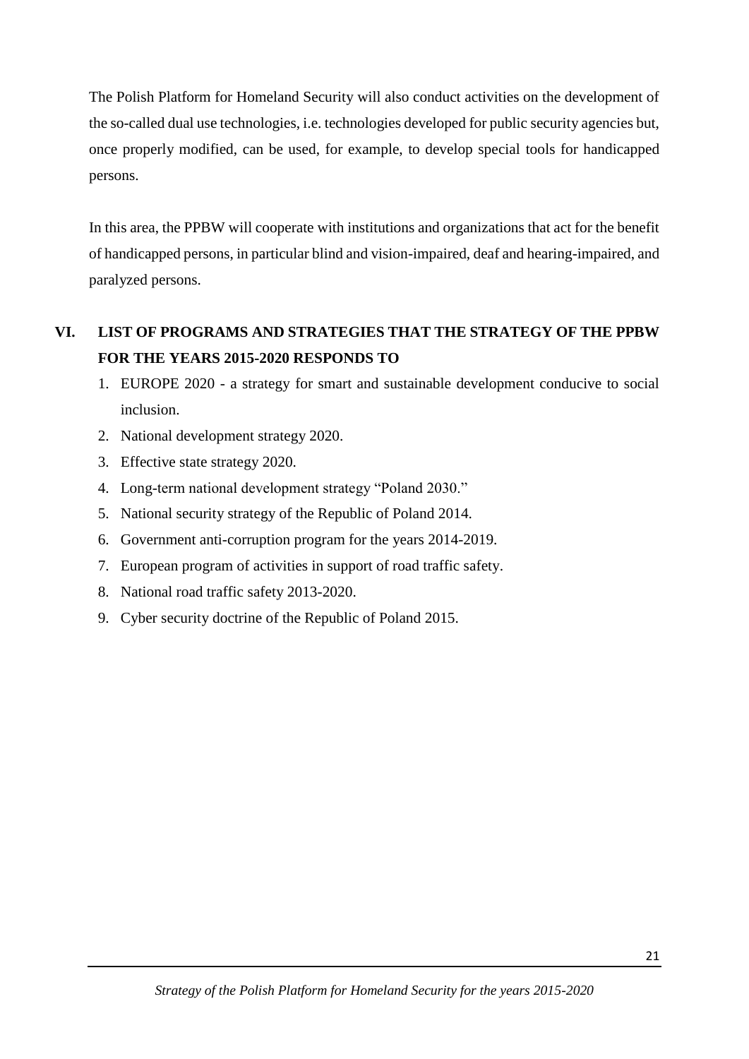The Polish Platform for Homeland Security will also conduct activities on the development of the so-called dual use technologies, i.e. technologies developed for public security agencies but, once properly modified, can be used, for example, to develop special tools for handicapped persons.

In this area, the PPBW will cooperate with institutions and organizations that act for the benefit of handicapped persons, in particular blind and vision-impaired, deaf and hearing-impaired, and paralyzed persons.

## VI. LIST OF PROGRAMS AND STRATEGIES THAT THE STRATEGY OF THE PPBW FOR THE YEARS 2015-2020 RESPONDS TO

1. EUROPE 2020 - a strategy for smart and sustainable development conducive to social inclusion.
2. National development strategy 2020.
3. Effective state strategy 2020.
4. Long-term national development strategy "Poland 2030."
5. National security strategy of the Republic of Poland 2014.
6. Government anti-corruption program for the years 2014-2019.
7. European program of activities in support of road traffic safety.
8. National road traffic safety 2013-2020.
9. Cyber security doctrine of the Republic of Poland 2015.